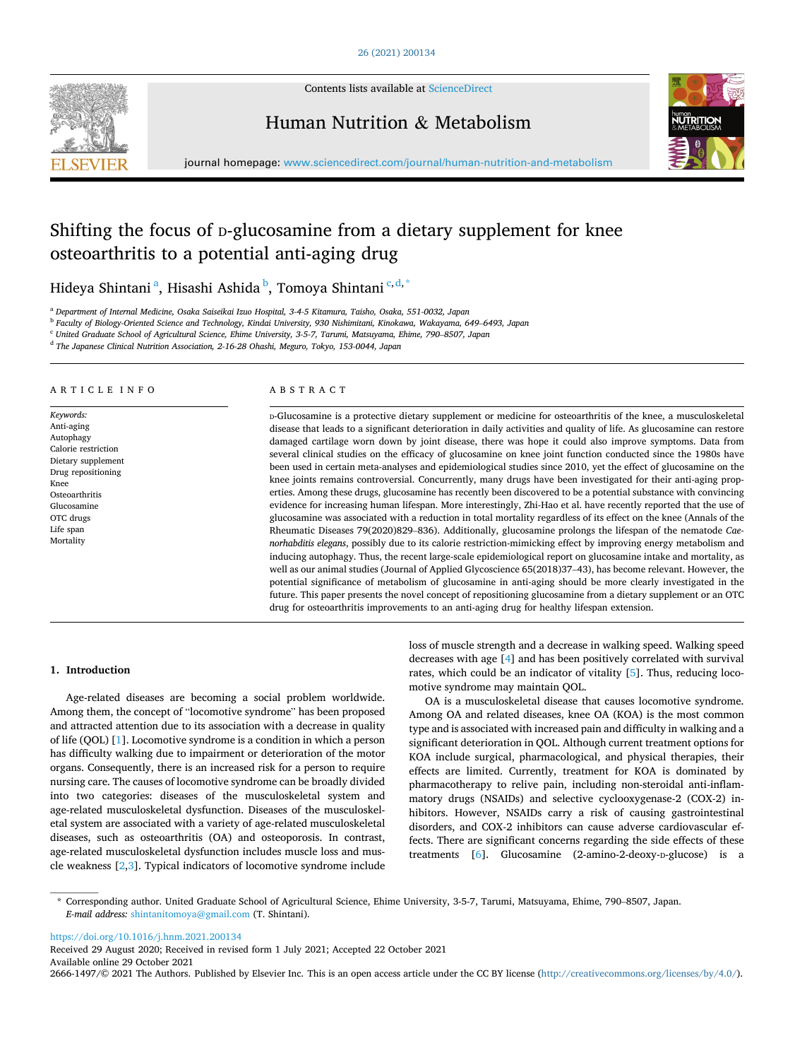# Shifting the focus of D-glucosamine from a dietary supplement for knee osteoarthritis to a potential anti-aging drug

Hideya Shintani [a], Hisashi Ashida [b], Tomoya Shintani [c,d,*]

[a] Department of Internal Medicine, Osaka Saiseikai Izuo Hospital, 3-4-5 Kitamura, Taisho, Osaka, 551-0032, Japan
[b] Faculty of Biology-Oriented Science and Technology, Kindai University, 930 Nishimitani, Kinokawa, Wakayama, 649–6493, Japan
[c] United Graduate School of Agricultural Science, Ehime University, 3-5-7, Tarumi, Matsuyama, Ehime, 790–8507, Japan
[d] The Japanese Clinical Nutrition Association, 2-16-28 Ohashi, Meguro, Tokyo, 153-0044, Japan

## ARTICLE INFO

*Keywords:*
Anti-aging
Autophagy
Calorie restriction
Dietary supplement
Drug repositioning
Knee
Osteoarthritis
Glucosamine
OTC drugs
Life span
Mortality

## ABSTRACT

D-Glucosamine is a protective dietary supplement or medicine for osteoarthritis of the knee, a musculoskeletal disease that leads to a significant deterioration in daily activities and quality of life. As glucosamine can restore damaged cartilage worn down by joint disease, there was hope it could also improve symptoms. Data from several clinical studies on the efficacy of glucosamine on knee joint function conducted since the 1980s have been used in certain meta-analyses and epidemiological studies since 2010, yet the effect of glucosamine on the knee joints remains controversial. Concurrently, many drugs have been investigated for their anti-aging properties. Among these drugs, glucosamine has recently been discovered to be a potential substance with convincing evidence for increasing human lifespan. More interestingly, Zhi-Hao et al. have recently reported that the use of glucosamine was associated with a reduction in total mortality regardless of its effect on the knee (Annals of the Rheumatic Diseases 79(2020)829–836). Additionally, glucosamine prolongs the lifespan of the nematode *Caenorhabditis elegans*, possibly due to its calorie restriction-mimicking effect by improving energy metabolism and inducing autophagy. Thus, the recent large-scale epidemiological report on glucosamine intake and mortality, as well as our animal studies (Journal of Applied Glycoscience 65(2018)37–43), has become relevant. However, the potential significance of metabolism of glucosamine in anti-aging should be more clearly investigated in the future. This paper presents the novel concept of repositioning glucosamine from a dietary supplement or an OTC drug for osteoarthritis improvements to an anti-aging drug for healthy lifespan extension.

## 1. Introduction

Age-related diseases are becoming a social problem worldwide. Among them, the concept of "locomotive syndrome" has been proposed and attracted attention due to its association with a decrease in quality of life (QOL) [1]. Locomotive syndrome is a condition in which a person has difficulty walking due to impairment or deterioration of the motor organs. Consequently, there is an increased risk for a person to require nursing care. The causes of locomotive syndrome can be broadly divided into two categories: diseases of the musculoskeletal system and age-related musculoskeletal dysfunction. Diseases of the musculoskeletal system are associated with a variety of age-related musculoskeletal diseases, such as osteoarthritis (OA) and osteoporosis. In contrast, age-related musculoskeletal dysfunction includes muscle loss and muscle weakness [2,3]. Typical indicators of locomotive syndrome include loss of muscle strength and a decrease in walking speed. Walking speed decreases with age [4] and has been positively correlated with survival rates, which could be an indicator of vitality [5]. Thus, reducing locomotive syndrome may maintain QOL.

OA is a musculoskeletal disease that causes locomotive syndrome. Among OA and related diseases, knee OA (KOA) is the most common type and is associated with increased pain and difficulty in walking and a significant deterioration in QOL. Although current treatment options for KOA include surgical, pharmacological, and physical therapies, their effects are limited. Currently, treatment for KOA is dominated by pharmacotherapy to relive pain, including non-steroidal anti-inflammatory drugs (NSAIDs) and selective cyclooxygenase-2 (COX-2) inhibitors. However, NSAIDs carry a risk of causing gastrointestinal disorders, and COX-2 inhibitors can cause adverse cardiovascular effects. There are significant concerns regarding the side effects of these treatments [6]. Glucosamine (2-amino-2-deoxy-D-glucose) is a

---

\* Corresponding author. United Graduate School of Agricultural Science, Ehime University, 3-5-7, Tarumi, Matsuyama, Ehime, 790–8507, Japan.
*E-mail address:* shintanitomoya@gmail.com (T. Shintani).

https://doi.org/10.1016/j.hnm.2021.200134
Received 29 August 2020; Received in revised form 1 July 2021; Accepted 22 October 2021
Available online 29 October 2021
2666-1497/© 2021 The Authors. Published by Elsevier Inc. This is an open access article under the CC BY license (http://creativecommons.org/licenses/by/4.0/).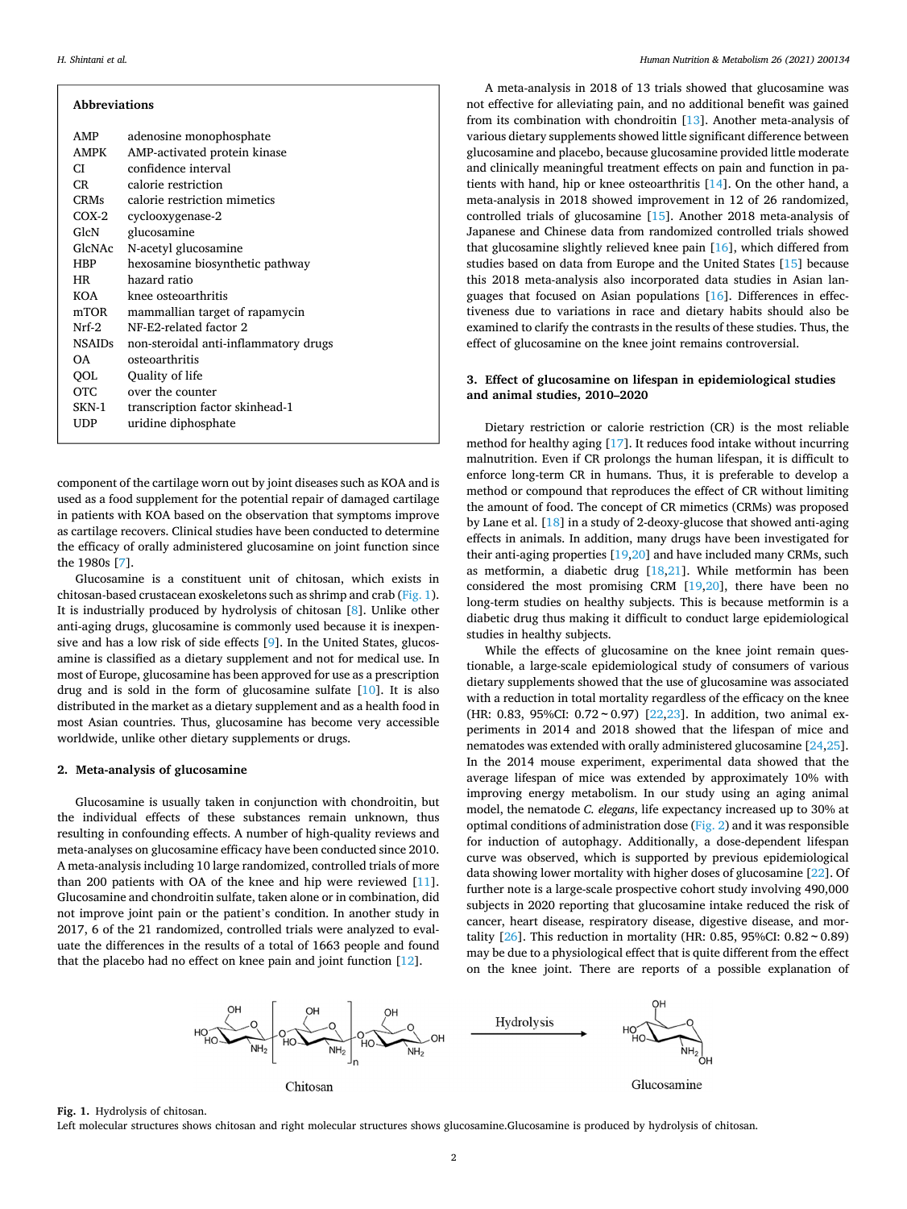**Abbreviations**

| | |
|---|---|
| AMP | adenosine monophosphate |
| AMPK | AMP-activated protein kinase |
| CI | confidence interval |
| CR | calorie restriction |
| CRMs | calorie restriction mimetics |
| COX-2 | cyclooxygenase-2 |
| GlcN | glucosamine |
| GlcNAc | N-acetyl glucosamine |
| HBP | hexosamine biosynthetic pathway |
| HR | hazard ratio |
| KOA | knee osteoarthritis |
| mTOR | mammallian target of rapamycin |
| Nrf-2 | NF-E2-related factor 2 |
| NSAIDs | non-steroidal anti-inflammatory drugs |
| OA | osteoarthritis |
| QOL | Quality of life |
| OTC | over the counter |
| SKN-1 | transcription factor skinhead-1 |
| UDP | uridine diphosphate |

component of the cartilage worn out by joint diseases such as KOA and is used as a food supplement for the potential repair of damaged cartilage in patients with KOA based on the observation that symptoms improve as cartilage recovers. Clinical studies have been conducted to determine the efficacy of orally administered glucosamine on joint function since the 1980s [7].

Glucosamine is a constituent unit of chitosan, which exists in chitosan-based crustacean exoskeletons such as shrimp and crab (Fig. 1). It is industrially produced by hydrolysis of chitosan [8]. Unlike other anti-aging drugs, glucosamine is commonly used because it is inexpensive and has a low risk of side effects [9]. In the United States, glucosamine is classified as a dietary supplement and not for medical use. In most of Europe, glucosamine has been approved for use as a prescription drug and is sold in the form of glucosamine sulfate [10]. It is also distributed in the market as a dietary supplement and as a health food in most Asian countries. Thus, glucosamine has become very accessible worldwide, unlike other dietary supplements or drugs.

## 2. Meta-analysis of glucosamine

Glucosamine is usually taken in conjunction with chondroitin, but the individual effects of these substances remain unknown, thus resulting in confounding effects. A number of high-quality reviews and meta-analyses on glucosamine efficacy have been conducted since 2010. A meta-analysis including 10 large randomized, controlled trials of more than 200 patients with OA of the knee and hip were reviewed [11]. Glucosamine and chondroitin sulfate, taken alone or in combination, did not improve joint pain or the patient's condition. In another study in 2017, 6 of the 21 randomized, controlled trials were analyzed to evaluate the differences in the results of a total of 1663 people and found that the placebo had no effect on knee pain and joint function [12].

A meta-analysis in 2018 of 13 trials showed that glucosamine was not effective for alleviating pain, and no additional benefit was gained from its combination with chondroitin [13]. Another meta-analysis of various dietary supplements showed little significant difference between glucosamine and placebo, because glucosamine provided little moderate and clinically meaningful treatment effects on pain and function in patients with hand, hip or knee osteoarthritis [14]. On the other hand, a meta-analysis in 2018 showed improvement in 12 of 26 randomized, controlled trials of glucosamine [15]. Another 2018 meta-analysis of Japanese and Chinese data from randomized controlled trials showed that glucosamine slightly relieved knee pain [16], which differed from studies based on data from Europe and the United States [15] because this 2018 meta-analysis also incorporated data studies in Asian languages that focused on Asian populations [16]. Differences in effectiveness due to variations in race and dietary habits should also be examined to clarify the contrasts in the results of these studies. Thus, the effect of glucosamine on the knee joint remains controversial.

## 3. Effect of glucosamine on lifespan in epidemiological studies and animal studies, 2010–2020

Dietary restriction or calorie restriction (CR) is the most reliable method for healthy aging [17]. It reduces food intake without incurring malnutrition. Even if CR prolongs the human lifespan, it is difficult to enforce long-term CR in humans. Thus, it is preferable to develop a method or compound that reproduces the effect of CR without limiting the amount of food. The concept of CR mimetics (CRMs) was proposed by Lane et al. [18] in a study of 2-deoxy-glucose that showed anti-aging effects in animals. In addition, many drugs have been investigated for their anti-aging properties [19,20] and have included many CRMs, such as metformin, a diabetic drug [18,21]. While metformin has been considered the most promising CRM [19,20], there have been no long-term studies on healthy subjects. This is because metformin is a diabetic drug thus making it difficult to conduct large epidemiological studies in healthy subjects.

While the effects of glucosamine on the knee joint remain questionable, a large-scale epidemiological study of consumers of various dietary supplements showed that the use of glucosamine was associated with a reduction in total mortality regardless of the efficacy on the knee (HR: 0.83, 95%CI: 0.72 ~ 0.97) [22,23]. In addition, two animal experiments in 2014 and 2018 showed that the lifespan of mice and nematodes was extended with orally administered glucosamine [24,25]. In the 2014 mouse experiment, experimental data showed that the average lifespan of mice was extended by approximately 10% with improving energy metabolism. In our study using an aging animal model, the nematode *C. elegans*, life expectancy increased up to 30% at optimal conditions of administration dose (Fig. 2) and it was responsible for induction of autophagy. Additionally, a dose-dependent lifespan curve was observed, which is supported by previous epidemiological data showing lower mortality with higher doses of glucosamine [22]. Of further note is a large-scale prospective cohort study involving 490,000 subjects in 2020 reporting that glucosamine intake reduced the risk of cancer, heart disease, respiratory disease, digestive disease, and mortality [26]. This reduction in mortality (HR: 0.85, 95%CI: 0.82 ~ 0.89) may be due to a physiological effect that is quite different from the effect on the knee joint. There are reports of a possible explanation of

**Fig. 1.** Hydrolysis of chitosan.
Left molecular structures shows chitosan and right molecular structures shows glucosamine.Glucosamine is produced by hydrolysis of chitosan.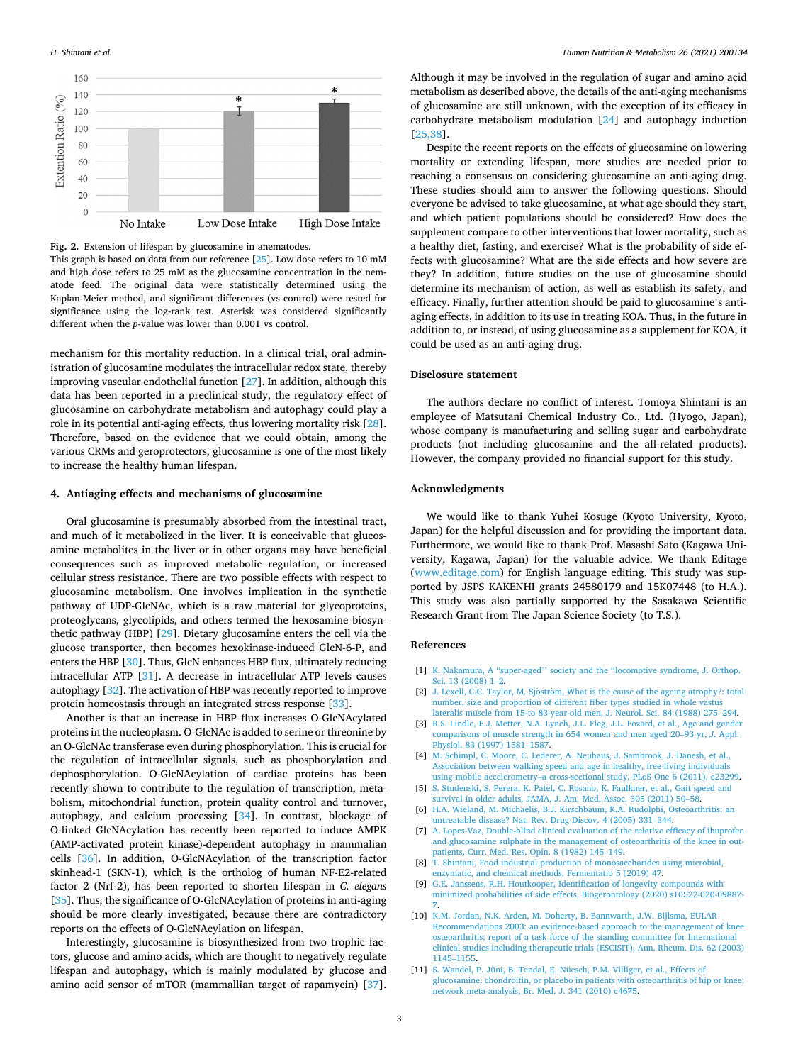Fig. 2. Extension of lifespan by glucosamine in anematodes.
This graph is based on data from our reference [25]. Low dose refers to 10 mM and high dose refers to 25 mM as the glucosamine concentration in the nematode feed. The original data were statistically determined using the Kaplan-Meier method, and significant differences (vs control) were tested for significance using the log-rank test. Asterisk was considered significantly different when the *p*-value was lower than 0.001 vs control.

mechanism for this mortality reduction. In a clinical trial, oral administration of glucosamine modulates the intracellular redox state, thereby improving vascular endothelial function [27]. In addition, although this data has been reported in a preclinical study, the regulatory effect of glucosamine on carbohydrate metabolism and autophagy could play a role in its potential anti-aging effects, thus lowering mortality risk [28]. Therefore, based on the evidence that we could obtain, among the various CRMs and geroprotectors, glucosamine is one of the most likely to increase the healthy human lifespan.

## 4. Antiaging effects and mechanisms of glucosamine

Oral glucosamine is presumably absorbed from the intestinal tract, and much of it metabolized in the liver. It is conceivable that glucosamine metabolites in the liver or in other organs may have beneficial consequences such as improved metabolic regulation, or increased cellular stress resistance. There are two possible effects with respect to glucosamine metabolism. One involves implication in the synthetic pathway of UDP-GlcNAc, which is a raw material for glycoproteins, proteoglycans, glycolipids, and others termed the hexosamine biosynthetic pathway (HBP) [29]. Dietary glucosamine enters the cell via the glucose transporter, then becomes hexokinase-induced GlcN-6-P, and enters the HBP [30]. Thus, GlcN enhances HBP flux, ultimately reducing intracellular ATP [31]. A decrease in intracellular ATP levels causes autophagy [32]. The activation of HBP was recently reported to improve protein homeostasis through an integrated stress response [33].

Another is that an increase in HBP flux increases O-GlcNAcylated proteins in the nucleoplasm. O-GlcNAc is added to serine or threonine by an O-GlcNAc transferase even during phosphorylation. This is crucial for the regulation of intracellular signals, such as phosphorylation and dephosphorylation. O-GlcNAcylation of cardiac proteins has been recently shown to contribute to the regulation of transcription, metabolism, mitochondrial function, protein quality control and turnover, autophagy, and calcium processing [34]. In contrast, blockage of O-linked GlcNAcylation has recently been reported to induce AMPK (AMP-activated protein kinase)-dependent autophagy in mammalian cells [36]. In addition, O-GlcNAcylation of the transcription factor skinhead-1 (SKN-1), which is the ortholog of human NF-E2-related factor 2 (Nrf-2), has been reported to shorten lifespan in *C. elegans* [35]. Thus, the significance of O-GlcNAcylation of proteins in anti-aging should be more clearly investigated, because there are contradictory reports on the effects of O-GlcNAcylation on lifespan.

Interestingly, glucosamine is biosynthesized from two trophic factors, glucose and amino acids, which are thought to negatively regulate lifespan and autophagy, which is mainly modulated by glucose and amino acid sensor of mTOR (mammalian target of rapamycin) [37]. Although it may be involved in the regulation of sugar and amino acid metabolism as described above, the details of the anti-aging mechanisms of glucosamine are still unknown, with the exception of its efficacy in carbohydrate metabolism modulation [24] and autophagy induction [25,38].

Despite the recent reports on the effects of glucosamine on lowering mortality or extending lifespan, more studies are needed prior to reaching a consensus on considering glucosamine an anti-aging drug. These studies should aim to answer the following questions. Should everyone be advised to take glucosamine, at what age should they start, and which patient populations should be considered? How does the supplement compare to other interventions that lower mortality, such as a healthy diet, fasting, and exercise? What is the probability of side effects with glucosamine? What are the side effects and how severe are they? In addition, future studies on the use of glucosamine should determine its mechanism of action, as well as establish its safety, and efficacy. Finally, further attention should be paid to glucosamine's anti-aging effects, in addition to its use in treating KOA. Thus, in the future in addition to, or instead, of using glucosamine as a supplement for KOA, it could be used as an anti-aging drug.

## Disclosure statement

The authors declare no conflict of interest. Tomoya Shintani is an employee of Matsutani Chemical Industry Co., Ltd. (Hyogo, Japan), whose company is manufacturing and selling sugar and carbohydrate products (not including glucosamine and the all-related products). However, the company provided no financial support for this study.

## Acknowledgments

We would like to thank Yuhei Kosuge (Kyoto University, Kyoto, Japan) for the helpful discussion and for providing the important data. Furthermore, we would like to thank Prof. Masashi Sato (Kagawa University, Kagawa, Japan) for the valuable advice. We thank Editage (www.editage.com) for English language editing. This study was supported by JSPS KAKENHI grants 24580179 and 15K07448 (to H.A.). This study was also partially supported by the Sasakawa Scientific Research Grant from The Japan Science Society (to T.S.).

## References

[1] K. Nakamura, A "super-aged'' society and the "locomotive syndrome, J. Orthop. Sci. 13 (2008) 1–2.

[2] J. Lexell, C.C. Taylor, M. Sjöström, What is the cause of the ageing atrophy?: total number, size and proportion of different fiber types studied in whole vastus lateralis muscle from 15-to 83-year-old men, J. Neurol. Sci. 84 (1988) 275–294.

[3] R.S. Lindle, E.J. Metter, N.A. Lynch, J.L. Fleg, J.L. Fozard, et al., Age and gender comparisons of muscle strength in 654 women and men aged 20–93 yr, J. Appl. Physiol. 83 (1997) 1581–1587.

[4] M. Schimpl, C. Moore, C. Lederer, A. Neuhaus, J. Sambrook, J. Danesh, et al., Association between walking speed and age in healthy, free-living individuals using mobile accelerometry–a cross-sectional study, PLoS One 6 (2011), e23299.

[5] S. Studenski, S. Perera, K. Patel, C. Rosano, K. Faulkner, et al., Gait speed and survival in older adults, JAMA, J. Am. Med. Assoc. 305 (2011) 50–58.

[6] H.A. Wieland, M. Michaelis, B.J. Kirschbaum, K.A. Rudolphi, Osteoarthritis: an untreatable disease? Nat. Rev. Drug Discov. 4 (2005) 331–344.

[7] A. Lopes-Vaz, Double-blind clinical evaluation of the relative efficacy of ibuprofen and glucosamine sulphate in the management of osteoarthritis of the knee in outpatients, Curr. Med. Res. Opin. 8 (1982) 145–149.

[8] T. Shintani, Food industrial production of monosaccharides using microbial, enzymatic, and chemical methods, Fermentatio 5 (2019) 47.

[9] G.E. Janssens, R.H. Houtkooper, Identification of longevity compounds with minimized probabilities of side effects, Biogerontology (2020) s10522-020-09887-7.

[10] K.M. Jordan, N.K. Arden, M. Doherty, B. Bannwarth, J.W. Bijlsma, EULAR Recommendations 2003: an evidence-based approach to the management of knee osteoarthritis: report of a task force of the standing committee for International clinical studies including therapeutic trials (ESCISIT), Ann. Rheum. Dis. 62 (2003) 1145–1155.

[11] S. Wandel, P. Jüni, B. Tendal, E. Nüesch, P.M. Villiger, et al., Effects of glucosamine, chondroitin, or placebo in patients with osteoarthritis of hip or knee: network meta-analysis, Br. Med. J. 341 (2010) c4675.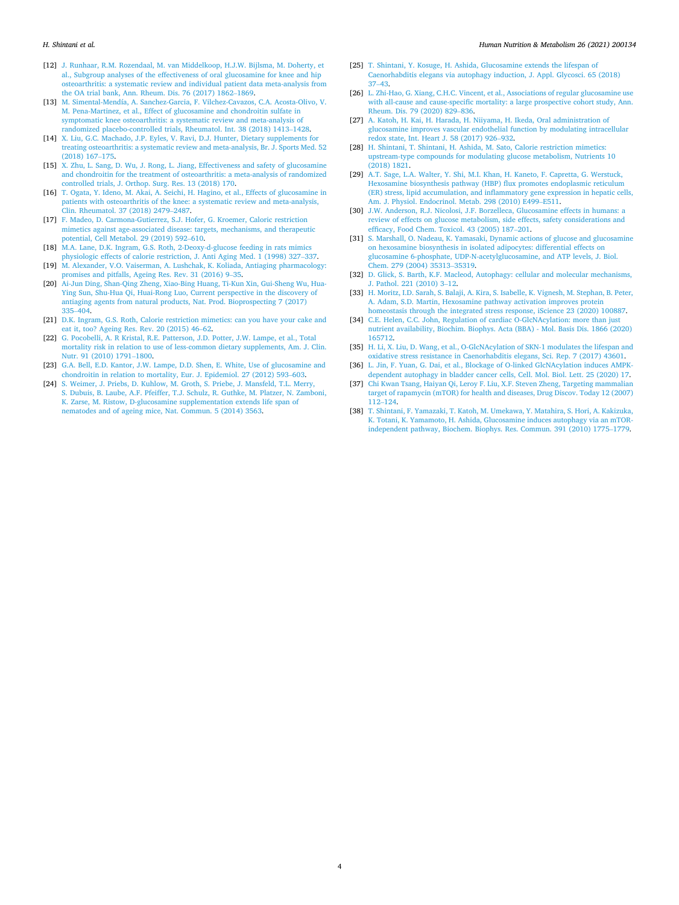[12] J. Runhaar, R.M. Rozendaal, M. van Middelkoop, H.J.W. Bijlsma, M. Doherty, et al., Subgroup analyses of the effectiveness of oral glucosamine for knee and hip osteoarthritis: a systematic review and individual patient data meta-analysis from the OA trial bank, Ann. Rheum. Dis. 76 (2017) 1862–1869.

[13] M. Simental-Mendía, A. Sanchez-Garcia, F. Vilchez-Cavazos, C.A. Acosta-Olivo, V. M. Pena-Martinez, et al., Effect of glucosamine and chondroitin sulfate in symptomatic knee osteoarthritis: a systematic review and meta-analysis of randomized placebo-controlled trials, Rheumatol. Int. 38 (2018) 1413–1428.

[14] X. Liu, G.C. Machado, J.P. Eyles, V. Ravi, D.J. Hunter, Dietary supplements for treating osteoarthritis: a systematic review and meta-analysis, Br. J. Sports Med. 52 (2018) 167–175.

[15] X. Zhu, L. Sang, D. Wu, J. Rong, L. Jiang, Effectiveness and safety of glucosamine and chondroitin for the treatment of osteoarthritis: a meta-analysis of randomized controlled trials, J. Orthop. Surg. Res. 13 (2018) 170.

[16] T. Ogata, Y. Ideno, M. Akai, A. Seichi, H. Hagino, et al., Effects of glucosamine in patients with osteoarthritis of the knee: a systematic review and meta-analysis, Clin. Rheumatol. 37 (2018) 2479–2487.

[17] F. Madeo, D. Carmona-Gutierrez, S.J. Hofer, G. Kroemer, Caloric restriction mimetics against age-associated disease: targets, mechanisms, and therapeutic potential, Cell Metabol. 29 (2019) 592–610.

[18] M.A. Lane, D.K. Ingram, G.S. Roth, 2-Deoxy-d-glucose feeding in rats mimics physiologic effects of calorie restriction, J. Anti Aging Med. 1 (1998) 327–337.

[19] M. Alexander, V.O. Vaiserman, A. Lushchak, K. Koliada, Antiaging pharmacology: promises and pitfalls, Ageing Res. Rev. 31 (2016) 9–35.

[20] Ai-Jun Ding, Shan-Qing Zheng, Xiao-Bing Huang, Ti-Kun Xin, Gui-Sheng Wu, Hua-Ying Sun, Shu-Hua Qi, Huai-Rong Luo, Current perspective in the discovery of antiaging agents from natural products, Nat. Prod. Bioprospecting 7 (2017) 335–404.

[21] D.K. Ingram, G.S. Roth, Calorie restriction mimetics: can you have your cake and eat it, too? Ageing Res. Rev. 20 (2015) 46–62.

[22] G. Pocobelli, A. R Kristal, R.E. Patterson, J.D. Potter, J.W. Lampe, et al., Total mortality risk in relation to use of less-common dietary supplements, Am. J. Clin. Nutr. 91 (2010) 1791–1800.

[23] G.A. Bell, E.D. Kantor, J.W. Lampe, D.D. Shen, E. White, Use of glucosamine and chondroitin in relation to mortality, Eur. J. Epidemiol. 27 (2012) 593–603.

[24] S. Weimer, J. Priebs, D. Kuhlow, M. Groth, S. Priebe, J. Mansfeld, T.L. Merry, S. Dubuis, B. Laube, A.F. Pfeiffer, T.J. Schulz, R. Guthke, M. Platzer, N. Zamboni, K. Zarse, M. Ristow, D-glucosamine supplementation extends life span of nematodes and of ageing mice, Nat. Commun. 5 (2014) 3563.

[25] T. Shintani, Y. Kosuge, H. Ashida, Glucosamine extends the lifespan of Caenorhabditis elegans via autophagy induction, J. Appl. Glycosci. 65 (2018) 37–43.

[26] L. Zhi-Hao, G. Xiang, C.H.C. Vincent, et al., Associations of regular glucosamine use with all-cause and cause-specific mortality: a large prospective cohort study, Ann. Rheum. Dis. 79 (2020) 829–836.

[27] A. Katoh, H. Kai, H. Harada, H. Niiyama, H. Ikeda, Oral administration of glucosamine improves vascular endothelial function by modulating intracellular redox state, Int. Heart J. 58 (2017) 926–932.

[28] H. Shintani, T. Shintani, H. Ashida, M. Sato, Calorie restriction mimetics: upstream-type compounds for modulating glucose metabolism, Nutrients 10 (2018) 1821.

[29] A.T. Sage, L.A. Walter, Y. Shi, M.I. Khan, H. Kaneto, F. Capretta, G. Werstuck, Hexosamine biosynthesis pathway (HBP) flux promotes endoplasmic reticulum (ER) stress, lipid accumulation, and inflammatory gene expression in hepatic cells, Am. J. Physiol. Endocrinol. Metab. 298 (2010) E499–E511.

[30] J.W. Anderson, R.J. Nicolosi, J.F. Borzelleca, Glucosamine effects in humans: a review of effects on glucose metabolism, side effects, safety considerations and efficacy, Food Chem. Toxicol. 43 (2005) 187–201.

[31] S. Marshall, O. Nadeau, K. Yamasaki, Dynamic actions of glucose and glucosamine on hexosamine biosynthesis in isolated adipocytes: differential effects on glucosamine 6-phosphate, UDP-N-acetylglucosamine, and ATP levels, J. Biol. Chem. 279 (2004) 35313–35319.

[32] D. Glick, S. Barth, K.F. Macleod, Autophagy: cellular and molecular mechanisms, J. Pathol. 221 (2010) 3–12.

[33] H. Moritz, I.D. Sarah, S. Balaji, A. Kira, S. Isabelle, K. Vignesh, M. Stephan, B. Peter, A. Adam, S.D. Martin, Hexosamine pathway activation improves protein homeostasis through the integrated stress response, iScience 23 (2020) 100887.

[34] C.E. Helen, C.C. John, Regulation of cardiac O-GlcNAcylation: more than just nutrient availability, Biochim. Biophys. Acta (BBA) - Mol. Basis Dis. 1866 (2020) 165712.

[35] H. Li, X. Liu, D. Wang, et al., O-GlcNAcylation of SKN-1 modulates the lifespan and oxidative stress resistance in Caenorhabditis elegans, Sci. Rep. 7 (2017) 43601.

[36] L. Jin, F. Yuan, G. Dai, et al., Blockage of O-linked GlcNAcylation induces AMPK-dependent autophagy in bladder cancer cells, Cell. Mol. Biol. Lett. 25 (2020) 17.

[37] Chi Kwan Tsang, Haiyan Qi, Leroy F. Liu, X.F. Steven Zheng, Targeting mammalian target of rapamycin (mTOR) for health and diseases, Drug Discov. Today 12 (2007) 112–124.

[38] T. Shintani, F. Yamazaki, T. Katoh, M. Umekawa, Y. Matahira, S. Hori, A. Kakizuka, K. Totani, K. Yamamoto, H. Ashida, Glucosamine induces autophagy via an mTOR-independent pathway, Biochem. Biophys. Res. Commun. 391 (2010) 1775–1779.